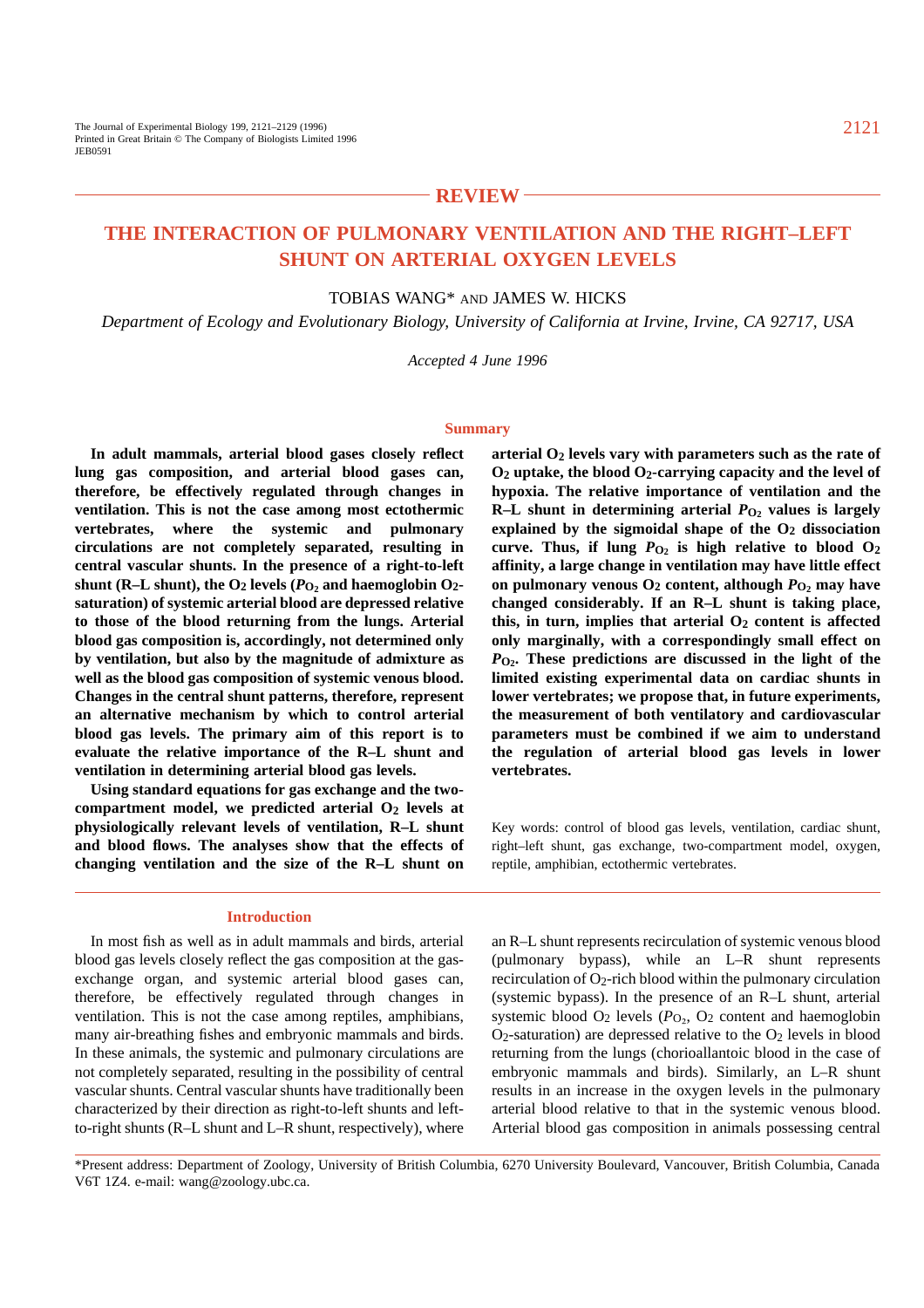REVIEW

# THE INTERACTION OF PULMONARY VENTILATION AND THE RIGHT–LEFT SHUNT ON ARTERIAL OXYGEN LEVELS

TOBIAS WANG* AND JAMES W. HICKS

*Department of Ecology and Evolutionary Biology, University of California at Irvine, Irvine, CA 92717, USA*

*Accepted 4 June 1996*

## Summary

**In adult mammals, arterial blood gases closely reflect lung gas composition, and arterial blood gases can, therefore, be effectively regulated through changes in ventilation. This is not the case among most ectothermic vertebrates, where the systemic and pulmonary circulations are not completely separated, resulting in central vascular shunts. In the presence of a right-to-left shunt (R–L shunt), the $O_2$ levels ($P_{O_2}$ and haemoglobin $O_2$-saturation) of systemic arterial blood are depressed relative to those of the blood returning from the lungs. Arterial blood gas composition is, accordingly, not determined only by ventilation, but also by the magnitude of admixture as well as the blood gas composition of systemic venous blood. Changes in the central shunt patterns, therefore, represent an alternative mechanism by which to control arterial blood gas levels. The primary aim of this report is to evaluate the relative importance of the R–L shunt and ventilation in determining arterial blood gas levels.**

**Using standard equations for gas exchange and the two-compartment model, we predicted arterial $O_2$ levels at physiologically relevant levels of ventilation, R–L shunt and blood flows. The analyses show that the effects of changing ventilation and the size of the R–L shunt on arterial $O_2$ levels vary with parameters such as the rate of $O_2$ uptake, the blood $O_2$-carrying capacity and the level of hypoxia. The relative importance of ventilation and the R–L shunt in determining arterial $P_{O_2}$ values is largely explained by the sigmoidal shape of the $O_2$ dissociation curve. Thus, if lung $P_{O_2}$ is high relative to blood $O_2$ affinity, a large change in ventilation may have little effect on pulmonary venous $O_2$ content, although $P_{O_2}$ may have changed considerably. If an R–L shunt is taking place, this, in turn, implies that arterial $O_2$ content is affected only marginally, with a correspondingly small effect on $P_{O_2}$. These predictions are discussed in the light of the limited existing experimental data on cardiac shunts in lower vertebrates; we propose that, in future experiments, the measurement of both ventilatory and cardiovascular parameters must be combined if we aim to understand the regulation of arterial blood gas levels in lower vertebrates.**

Key words: control of blood gas levels, ventilation, cardiac shunt, right–left shunt, gas exchange, two-compartment model, oxygen, reptile, amphibian, ectothermic vertebrates.

## Introduction

In most fish as well as in adult mammals and birds, arterial blood gas levels closely reflect the gas composition at the gas-exchange organ, and systemic arterial blood gases can, therefore, be effectively regulated through changes in ventilation. This is not the case among reptiles, amphibians, many air-breathing fishes and embryonic mammals and birds. In these animals, the systemic and pulmonary circulations are not completely separated, resulting in the possibility of central vascular shunts. Central vascular shunts have traditionally been characterized by their direction as right-to-left shunts and left-to-right shunts (R–L shunt and L–R shunt, respectively), where an R–L shunt represents recirculation of systemic venous blood (pulmonary bypass), while an L–R shunt represents recirculation of $O_2$-rich blood within the pulmonary circulation (systemic bypass). In the presence of an R–L shunt, arterial systemic blood $O_2$ levels ($P_{O_2}$, $O_2$ content and haemoglobin $O_2$-saturation) are depressed relative to the $O_2$ levels in blood returning from the lungs (chorioallantoic blood in the case of embryonic mammals and birds). Similarly, an L–R shunt results in an increase in the oxygen levels in the pulmonary arterial blood relative to that in the systemic venous blood. Arterial blood gas composition in animals possessing central

*Present address: Department of Zoology, University of British Columbia, 6270 University Boulevard, Vancouver, British Columbia, Canada V6T 1Z4. e-mail: wang@zoology.ubc.ca.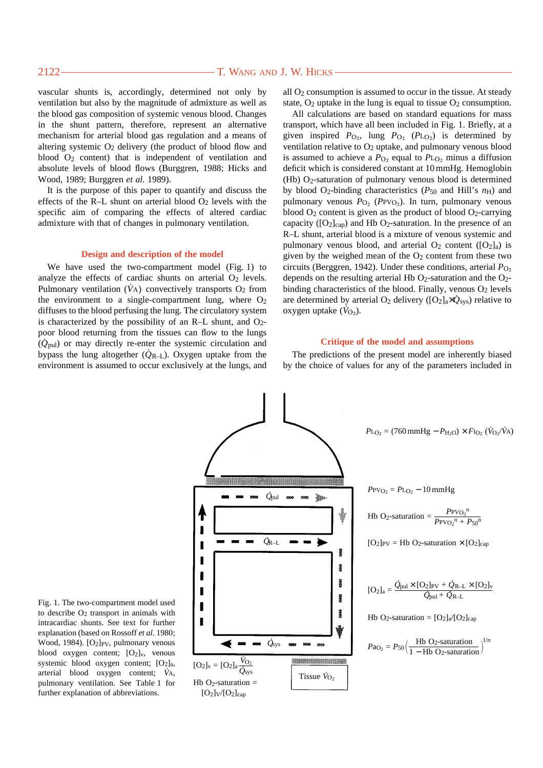vascular shunts is, accordingly, determined not only by ventilation but also by the magnitude of admixture as well as the blood gas composition of systemic venous blood. Changes in the shunt pattern, therefore, represent an alternative mechanism for arterial blood gas regulation and a means of altering systemic $O_2$ delivery (the product of blood flow and blood $O_2$ content) that is independent of ventilation and absolute levels of blood flows (Burggren, 1988; Hicks and Wood, 1989; Burggren *et al.* 1989).

It is the purpose of this paper to quantify and discuss the effects of the R–L shunt on arterial blood $O_2$ levels with the specific aim of comparing the effects of altered cardiac admixture with that of changes in pulmonary ventilation.

## Design and description of the model

We have used the two-compartment model (Fig. 1) to analyze the effects of cardiac shunts on arterial $O_2$ levels. Pulmonary ventilation ($\dot{V}_A$) convectively transports $O_2$ from the environment to a single-compartment lung, where $O_2$ diffuses to the blood perfusing the lung. The circulatory system is characterized by the possibility of an R–L shunt, and $O_2$-poor blood returning from the tissues can flow to the lungs ($\dot{Q}_{pul}$) or may directly re-enter the systemic circulation and bypass the lung altogether ($\dot{Q}_{R-L}$). Oxygen uptake from the environment is assumed to occur exclusively at the lungs, and all $O_2$ consumption is assumed to occur in the tissue. At steady state, $O_2$ uptake in the lung is equal to tissue $O_2$ consumption.

All calculations are based on standard equations for mass transport, which have all been included in Fig. 1. Briefly, at a given inspired $P_{O_2}$, lung $P_{O_2}$ ($P_{L_{O_2}}$) is determined by ventilation relative to $O_2$ uptake, and pulmonary venous blood is assumed to achieve a $P_{O_2}$ equal to $P_{L_{O_2}}$ minus a diffusion deficit which is considered constant at 10 mmHg. Hemoglobin (Hb) $O_2$-saturation of pulmonary venous blood is determined by blood $O_2$-binding characteristics ($P_{50}$ and Hill's $n_H$) and pulmonary venous $P_{O_2}$ ($P_{PV_{O_2}}$). In turn, pulmonary venous blood $O_2$ content is given as the product of blood $O_2$-carrying capacity ($[O_2]_{cap}$) and Hb $O_2$-saturation. In the presence of an R–L shunt, arterial blood is a mixture of venous systemic and pulmonary venous blood, and arterial $O_2$ content ($[O_2]_a$) is given by the weighed mean of the $O_2$ content from these two circuits (Berggren, 1942). Under these conditions, arterial $P_{O_2}$ depends on the resulting arterial Hb $O_2$-saturation and the $O_2$-binding characteristics of the blood. Finally, venous $O_2$ levels are determined by arterial $O_2$ delivery ($[O_2]_a \times \dot{Q}_{sys}$) relative to oxygen uptake ($\dot{V}_{O_2}$).

## Critique of the model and assumptions

The predictions of the present model are inherently biased by the choice of values for any of the parameters included in

$$P_{L_{O_2}} = (760\,\text{mmHg} - P_{H_2O}) \times F_{I_{O_2}}\ (\dot{V}_{O_2}/\dot{V}_A)$$

$$P_{PV_{O_2}} = P_{L_{O_2}} - 10\,\text{mmHg}$$

$$\text{Hb } O_2\text{-saturation} = \frac{P_{PV_{O_2}}{}^{n}}{P_{PV_{O_2}}{}^{n} + P_{50}{}^{n}}$$

$$[O_2]_{PV} = \text{Hb } O_2\text{-saturation} \times [O_2]_{cap}$$

$$[O_2]_a = \frac{\dot{Q}_{pul} \times [O_2]_{PV} + \dot{Q}_{R-L} \times [O_2]_v}{\dot{Q}_{pul} + \dot{Q}_{R-L}}$$

$$\text{Hb } O_2\text{-saturation} = [O_2]_a/[O_2]_{cap}$$

$$P_{a_{O_2}} = P_{50}\left(\frac{\text{Hb } O_2\text{-saturation}}{1 - \text{Hb } O_2\text{-saturation}}\right)^{1/n}$$

$$[O_2]_v = [O_2]_a \frac{\dot{V}_{O_2}}{\dot{Q}_{sys}}$$

$$\text{Hb } O_2\text{-saturation} = [O_2]_V/[O_2]_{cap}$$

Tissue $\dot{V}_{O_2}$

Fig. 1. The two-compartment model used to describe $O_2$ transport in animals with intracardiac shunts. See text for further explanation (based on Rossoff *et al.* 1980; Wood, 1984). $[O_2]_{PV}$, pulmonary venous blood oxygen content; $[O_2]_v$, venous systemic blood oxygen content; $[O_2]_a$, arterial blood oxygen content; $\dot{V}_A$, pulmonary ventilation. See Table 1 for further explanation of abbreviations.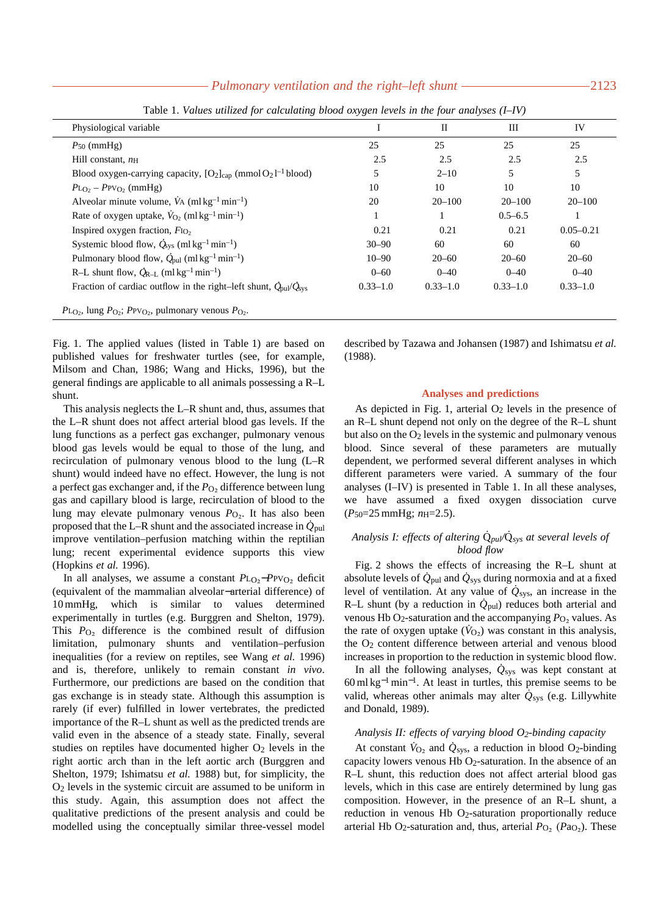Table 1. *Values utilized for calculating blood oxygen levels in the four analyses (I–IV)*

| Physiological variable | I | II | III | IV |
|---|---|---|---|---|
| $P_{50}$ (mmHg) | 25 | 25 | 25 | 25 |
| Hill constant, $n_H$ | 2.5 | 2.5 | 2.5 | 2.5 |
| Blood oxygen-carrying capacity, $[O_2]_{cap}$ (mmol $O_2$ $l^{-1}$ blood) | 5 | 2–10 | 5 | 5 |
| $P_{LO_2} - P_{PVO_2}$ (mmHg) | 10 | 10 | 10 | 10 |
| Alveolar minute volume, $\dot{V}_A$ (ml $kg^{-1}$ $min^{-1}$) | 20 | 20–100 | 20–100 | 20–100 |
| Rate of oxygen uptake, $\dot{V}_{O_2}$ (ml $kg^{-1}$ $min^{-1}$) | 1 | 1 | 0.5–6.5 | 1 |
| Inspired oxygen fraction, $F_{IO_2}$ | 0.21 | 0.21 | 0.21 | 0.05–0.21 |
| Systemic blood flow, $\dot{Q}_{sys}$ (ml $kg^{-1}$ $min^{-1}$) | 30–90 | 60 | 60 | 60 |
| Pulmonary blood flow, $\dot{Q}_{pul}$ (ml $kg^{-1}$ $min^{-1}$) | 10–90 | 20–60 | 20–60 | 20–60 |
| R–L shunt flow, $\dot{Q}_{R-L}$ (ml $kg^{-1}$ $min^{-1}$) | 0–60 | 0–40 | 0–40 | 0–40 |
| Fraction of cardiac outflow in the right–left shunt, $\dot{Q}_{pul}/\dot{Q}_{sys}$ | 0.33–1.0 | 0.33–1.0 | 0.33–1.0 | 0.33–1.0 |

$P_{LO_2}$, lung $P_{O_2}$; $P_{PVO_2}$, pulmonary venous $P_{O_2}$.

Fig. 1. The applied values (listed in Table 1) are based on published values for freshwater turtles (see, for example, Milsom and Chan, 1986; Wang and Hicks, 1996), but the general findings are applicable to all animals possessing a R–L shunt.

This analysis neglects the L–R shunt and, thus, assumes that the L–R shunt does not affect arterial blood gas levels. If the lung functions as a perfect gas exchanger, pulmonary venous blood gas levels would be equal to those of the lung, and recirculation of pulmonary venous blood to the lung (L–R shunt) would indeed have no effect. However, the lung is not a perfect gas exchanger and, if the $P_{O_2}$ difference between lung gas and capillary blood is large, recirculation of blood to the lung may elevate pulmonary venous $P_{O_2}$. It has also been proposed that the L–R shunt and the associated increase in $\dot{Q}_{pul}$ improve ventilation–perfusion matching within the reptilian lung; recent experimental evidence supports this view (Hopkins *et al.* 1996).

In all analyses, we assume a constant $P_{LO_2}-P_{PVO_2}$ deficit (equivalent of the mammalian alveolar−arterial difference) of 10 mmHg, which is similar to values determined experimentally in turtles (e.g. Burggren and Shelton, 1979). This $P_{O_2}$ difference is the combined result of diffusion limitation, pulmonary shunts and ventilation–perfusion inequalities (for a review on reptiles, see Wang *et al.* 1996) and is, therefore, unlikely to remain constant *in vivo*. Furthermore, our predictions are based on the condition that gas exchange is in steady state. Although this assumption is rarely (if ever) fulfilled in lower vertebrates, the predicted importance of the R–L shunt as well as the predicted trends are valid even in the absence of a steady state. Finally, several studies on reptiles have documented higher $O_2$ levels in the right aortic arch than in the left aortic arch (Burggren and Shelton, 1979; Ishimatsu *et al.* 1988) but, for simplicity, the $O_2$ levels in the systemic circuit are assumed to be uniform in this study. Again, this assumption does not affect the qualitative predictions of the present analysis and could be modelled using the conceptually similar three-vessel model described by Tazawa and Johansen (1987) and Ishimatsu *et al.* (1988).

## Analyses and predictions

As depicted in Fig. 1, arterial $O_2$ levels in the presence of an R–L shunt depend not only on the degree of the R–L shunt but also on the $O_2$ levels in the systemic and pulmonary venous blood. Since several of these parameters are mutually dependent, we performed several different analyses in which different parameters were varied. A summary of the four analyses (I–IV) is presented in Table 1. In all these analyses, we have assumed a fixed oxygen dissociation curve ($P_{50}$=25 mmHg; $n_H$=2.5).

### *Analysis I: effects of altering $\dot{Q}_{pul}/\dot{Q}_{sys}$ at several levels of blood flow*

Fig. 2 shows the effects of increasing the R–L shunt at absolute levels of $\dot{Q}_{pul}$ and $\dot{Q}_{sys}$ during normoxia and at a fixed level of ventilation. At any value of $\dot{Q}_{sys}$, an increase in the R–L shunt (by a reduction in $\dot{Q}_{pul}$) reduces both arterial and venous Hb $O_2$-saturation and the accompanying $P_{O_2}$ values. As the rate of oxygen uptake ($\dot{V}_{O_2}$) was constant in this analysis, the $O_2$ content difference between arterial and venous blood increases in proportion to the reduction in systemic blood flow.

In all the following analyses, $\dot{Q}_{sys}$ was kept constant at 60 ml $kg^{-1}$ $min^{-1}$. At least in turtles, this premise seems to be valid, whereas other animals may alter $\dot{Q}_{sys}$ (e.g. Lillywhite and Donald, 1989).

### *Analysis II: effects of varying blood $O_2$-binding capacity*

At constant $\dot{V}_{O_2}$ and $\dot{Q}_{sys}$, a reduction in blood $O_2$-binding capacity lowers venous Hb $O_2$-saturation. In the absence of an R–L shunt, this reduction does not affect arterial blood gas levels, which in this case are entirely determined by lung gas composition. However, in the presence of an R–L shunt, a reduction in venous Hb $O_2$-saturation proportionally reduce arterial Hb $O_2$-saturation and, thus, arterial $P_{O_2}$ ($P_{aO_2}$). These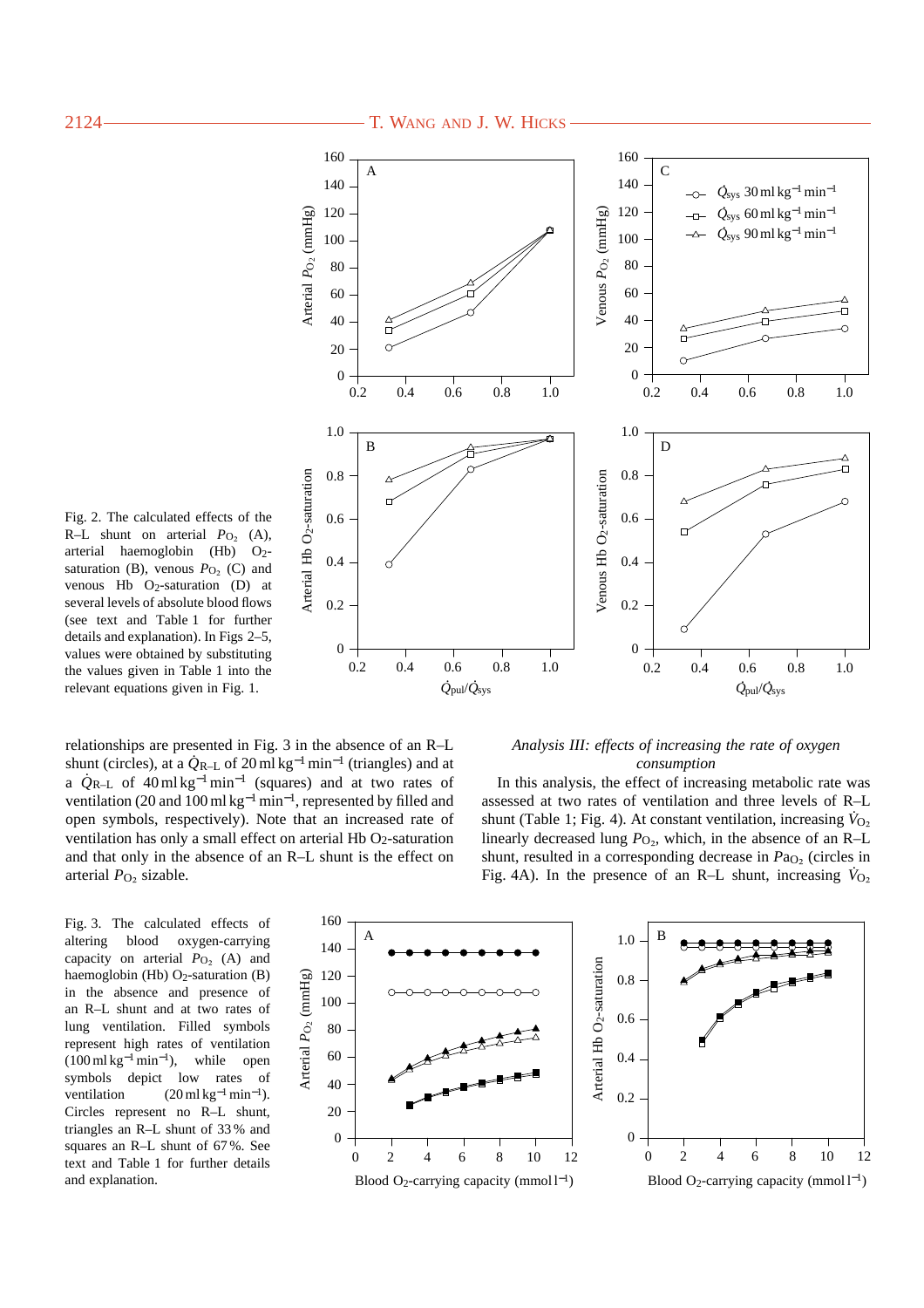Fig. 2. The calculated effects of the R–L shunt on arterial $P_{O_2}$ (A), arterial haemoglobin (Hb) $O_2$-saturation (B), venous $P_{O_2}$ (C) and venous Hb $O_2$-saturation (D) at several levels of absolute blood flows (see text and Table 1 for further details and explanation). In Figs 2–5, values were obtained by substituting the values given in Table 1 into the relevant equations given in Fig. 1.

relationships are presented in Fig. 3 in the absence of an R–L shunt (circles), at a $\dot{Q}_{R-L}$ of 20 ml kg$^{-1}$ min$^{-1}$ (triangles) and at a $\dot{Q}_{R-L}$ of 40 ml kg$^{-1}$ min$^{-1}$ (squares) and at two rates of ventilation (20 and 100 ml kg$^{-1}$ min$^{-1}$, represented by filled and open symbols, respectively). Note that an increased rate of ventilation has only a small effect on arterial Hb $O_2$-saturation and that only in the absence of an R–L shunt is the effect on arterial $P_{O_2}$ sizable.

### *Analysis III: effects of increasing the rate of oxygen consumption*

In this analysis, the effect of increasing metabolic rate was assessed at two rates of ventilation and three levels of R–L shunt (Table 1; Fig. 4). At constant ventilation, increasing $\dot{V}_{O_2}$ linearly decreased lung $P_{O_2}$, which, in the absence of an R–L shunt, resulted in a corresponding decrease in $Pa_{O_2}$ (circles in Fig. 4A). In the presence of an R–L shunt, increasing $\dot{V}_{O_2}$

Fig. 3. The calculated effects of altering blood oxygen-carrying capacity on arterial $P_{O_2}$ (A) and haemoglobin (Hb) $O_2$-saturation (B) in the absence and presence of an R–L shunt and at two rates of lung ventilation. Filled symbols represent high rates of ventilation (100 ml kg$^{-1}$ min$^{-1}$), while open symbols depict low rates of ventilation (20 ml kg$^{-1}$ min$^{-1}$). Circles represent no R–L shunt, triangles an R–L shunt of 33 % and squares an R–L shunt of 67 %. See text and Table 1 for further details and explanation.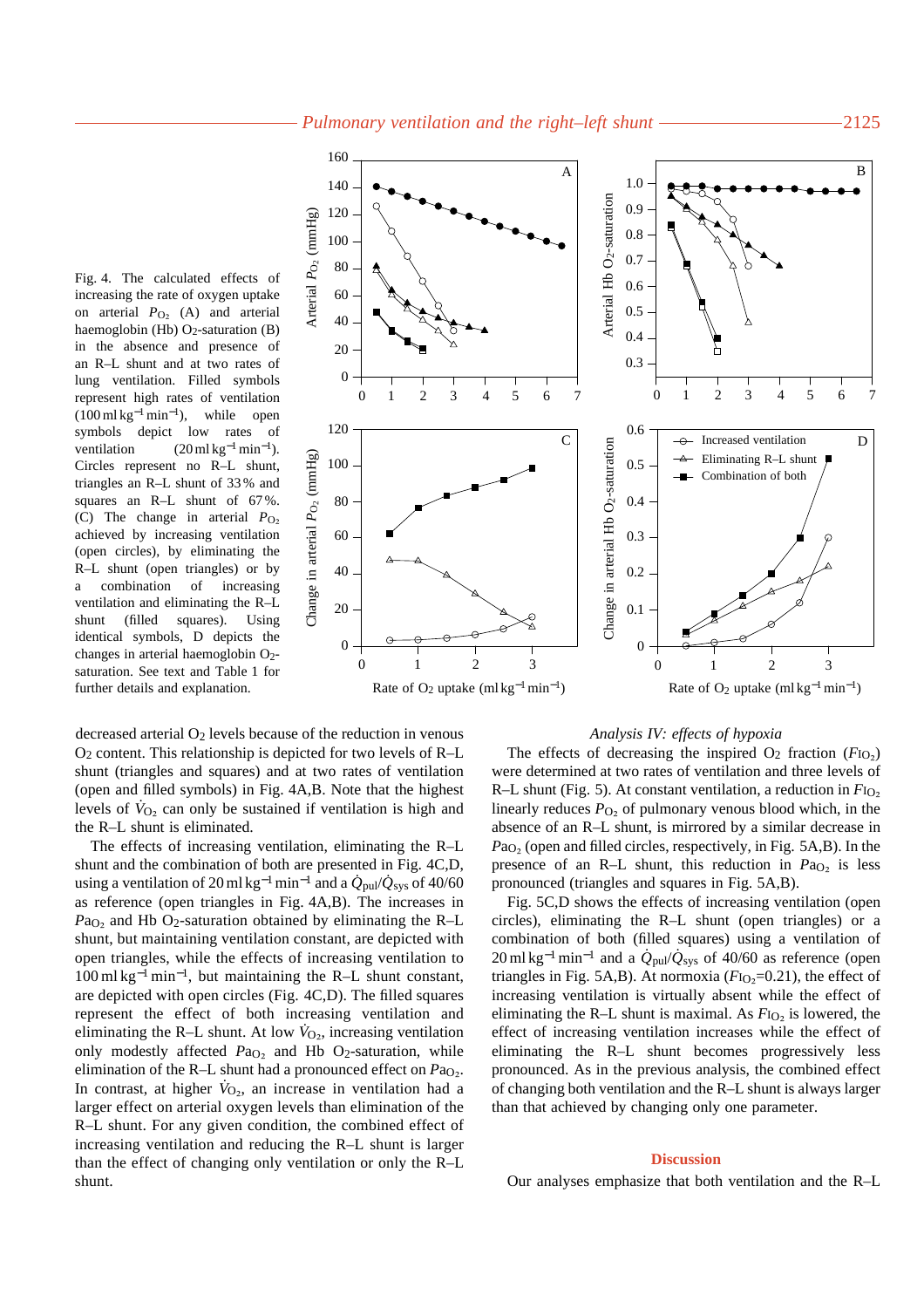Fig. 4. The calculated effects of increasing the rate of oxygen uptake on arterial $P_{O_2}$ (A) and arterial haemoglobin (Hb) $O_2$-saturation (B) in the absence and presence of an R–L shunt and at two rates of lung ventilation. Filled symbols represent high rates of ventilation ($100\,ml\,kg^{-1}\,min^{-1}$), while open symbols depict low rates of ventilation ($20\,ml\,kg^{-1}\,min^{-1}$). Circles represent no R–L shunt, triangles an R–L shunt of 33 % and squares an R–L shunt of 67 %. (C) The change in arterial $P_{O_2}$ achieved by increasing ventilation (open circles), by eliminating the R–L shunt (open triangles) or by a combination of increasing ventilation and eliminating the R–L shunt (filled squares). Using identical symbols, D depicts the changes in arterial haemoglobin $O_2$-saturation. See text and Table 1 for further details and explanation.

decreased arterial $O_2$ levels because of the reduction in venous $O_2$ content. This relationship is depicted for two levels of R–L shunt (triangles and squares) and at two rates of ventilation (open and filled symbols) in Fig. 4A,B. Note that the highest levels of $\dot{V}_{O_2}$ can only be sustained if ventilation is high and the R–L shunt is eliminated.

The effects of increasing ventilation, eliminating the R–L shunt and the combination of both are presented in Fig. 4C,D, using a ventilation of $20\,ml\,kg^{-1}\,min^{-1}$ and a $\dot{Q}_{pul}/\dot{Q}_{sys}$ of 40/60 as reference (open triangles in Fig. 4A,B). The increases in $Pa_{O_2}$ and Hb $O_2$-saturation obtained by eliminating the R–L shunt, but maintaining ventilation constant, are depicted with open triangles, while the effects of increasing ventilation to $100\,ml\,kg^{-1}\,min^{-1}$, but maintaining the R–L shunt constant, are depicted with open circles (Fig. 4C,D). The filled squares represent the effect of both increasing ventilation and eliminating the R–L shunt. At low $\dot{V}_{O_2}$, increasing ventilation only modestly affected $Pa_{O_2}$ and Hb $O_2$-saturation, while elimination of the R–L shunt had a pronounced effect on $Pa_{O_2}$. In contrast, at higher $\dot{V}_{O_2}$, an increase in ventilation had a larger effect on arterial oxygen levels than elimination of the R–L shunt. For any given condition, the combined effect of increasing ventilation and reducing the R–L shunt is larger than the effect of changing only ventilation or only the R–L shunt.

### *Analysis IV: effects of hypoxia*

The effects of decreasing the inspired $O_2$ fraction ($FI_{O_2}$) were determined at two rates of ventilation and three levels of R–L shunt (Fig. 5). At constant ventilation, a reduction in $FI_{O_2}$ linearly reduces $P_{O_2}$ of pulmonary venous blood which, in the absence of an R–L shunt, is mirrored by a similar decrease in $Pa_{O_2}$ (open and filled circles, respectively, in Fig. 5A,B). In the presence of an R–L shunt, this reduction in $Pa_{O_2}$ is less pronounced (triangles and squares in Fig. 5A,B).

Fig. 5C,D shows the effects of increasing ventilation (open circles), eliminating the R–L shunt (open triangles) or a combination of both (filled squares) using a ventilation of $20\,ml\,kg^{-1}\,min^{-1}$ and a $\dot{Q}_{pul}/\dot{Q}_{sys}$ of 40/60 as reference (open triangles in Fig. 5A,B). At normoxia ($FI_{O_2}$=0.21), the effect of increasing ventilation is virtually absent while the effect of eliminating the R–L shunt is maximal. As $FI_{O_2}$ is lowered, the effect of increasing ventilation increases while the effect of eliminating the R–L shunt becomes progressively less pronounced. As in the previous analysis, the combined effect of changing both ventilation and the R–L shunt is always larger than that achieved by changing only one parameter.

## Discussion

Our analyses emphasize that both ventilation and the R–L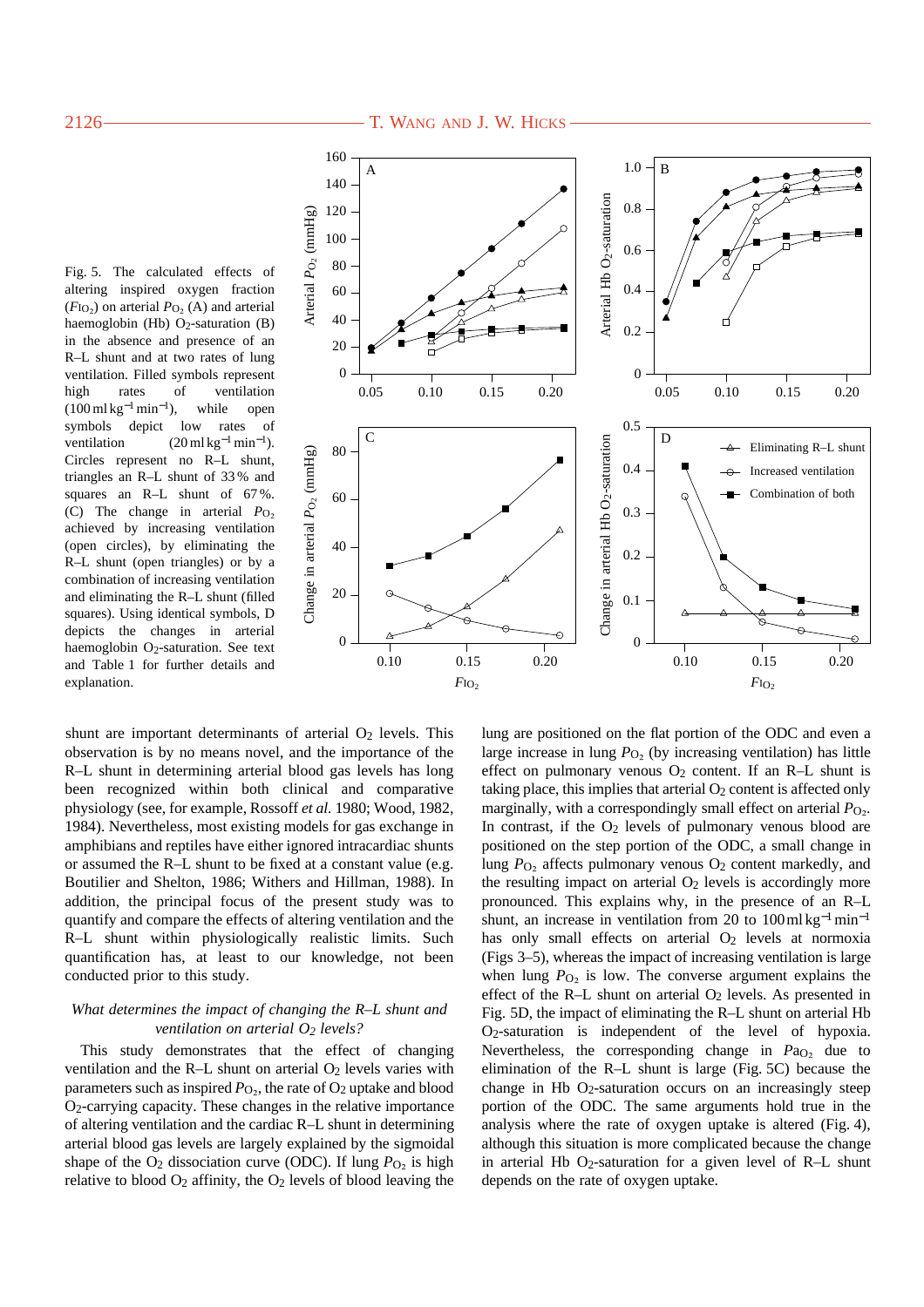Fig. 5. The calculated effects of altering inspired oxygen fraction ($F_{IO_2}$) on arterial $P_{O_2}$ (A) and arterial haemoglobin (Hb) $O_2$-saturation (B) in the absence and presence of an R–L shunt and at two rates of lung ventilation. Filled symbols represent high rates of ventilation ($100\,ml\,kg^{-1}\,min^{-1}$), while open symbols depict low rates of ventilation ($20\,ml\,kg^{-1}\,min^{-1}$). Circles represent no R–L shunt, triangles an R–L shunt of 33 % and squares an R–L shunt of 67 %. (C) The change in arterial $P_{O_2}$ achieved by increasing ventilation (open circles), by eliminating the R–L shunt (open triangles) or by a combination of increasing ventilation and eliminating the R–L shunt (filled squares). Using identical symbols, D depicts the changes in arterial haemoglobin $O_2$-saturation. See text and Table 1 for further details and explanation.

shunt are important determinants of arterial $O_2$ levels. This observation is by no means novel, and the importance of the R–L shunt in determining arterial blood gas levels has long been recognized within both clinical and comparative physiology (see, for example, Rossoff *et al.* 1980; Wood, 1982, 1984). Nevertheless, most existing models for gas exchange in amphibians and reptiles have either ignored intracardiac shunts or assumed the R–L shunt to be fixed at a constant value (e.g. Boutilier and Shelton, 1986; Withers and Hillman, 1988). In addition, the principal focus of the present study was to quantify and compare the effects of altering ventilation and the R–L shunt within physiologically realistic limits. Such quantification has, at least to our knowledge, not been conducted prior to this study.

### *What determines the impact of changing the R–L shunt and ventilation on arterial $O_2$ levels?*

This study demonstrates that the effect of changing ventilation and the R–L shunt on arterial $O_2$ levels varies with parameters such as inspired $P_{O_2}$, the rate of $O_2$ uptake and blood $O_2$-carrying capacity. These changes in the relative importance of altering ventilation and the cardiac R–L shunt in determining arterial blood gas levels are largely explained by the sigmoidal shape of the $O_2$ dissociation curve (ODC). If lung $P_{O_2}$ is high relative to blood $O_2$ affinity, the $O_2$ levels of blood leaving the lung are positioned on the flat portion of the ODC and even a large increase in lung $P_{O_2}$ (by increasing ventilation) has little effect on pulmonary venous $O_2$ content. If an R–L shunt is taking place, this implies that arterial $O_2$ content is affected only marginally, with a correspondingly small effect on arterial $P_{O_2}$. In contrast, if the $O_2$ levels of pulmonary venous blood are positioned on the step portion of the ODC, a small change in lung $P_{O_2}$ affects pulmonary venous $O_2$ content markedly, and the resulting impact on arterial $O_2$ levels is accordingly more pronounced. This explains why, in the presence of an R–L shunt, an increase in ventilation from 20 to $100\,ml\,kg^{-1}\,min^{-1}$ has only small effects on arterial $O_2$ levels at normoxia (Figs 3–5), whereas the impact of increasing ventilation is large when lung $P_{O_2}$ is low. The converse argument explains the effect of the R–L shunt on arterial $O_2$ levels. As presented in Fig. 5D, the impact of eliminating the R–L shunt on arterial Hb $O_2$-saturation is independent of the level of hypoxia. Nevertheless, the corresponding change in $Pa_{O_2}$ due to elimination of the R–L shunt is large (Fig. 5C) because the change in Hb $O_2$-saturation occurs on an increasingly steep portion of the ODC. The same arguments hold true in the analysis where the rate of oxygen uptake is altered (Fig. 4), although this situation is more complicated because the change in arterial Hb $O_2$-saturation for a given level of R–L shunt depends on the rate of oxygen uptake.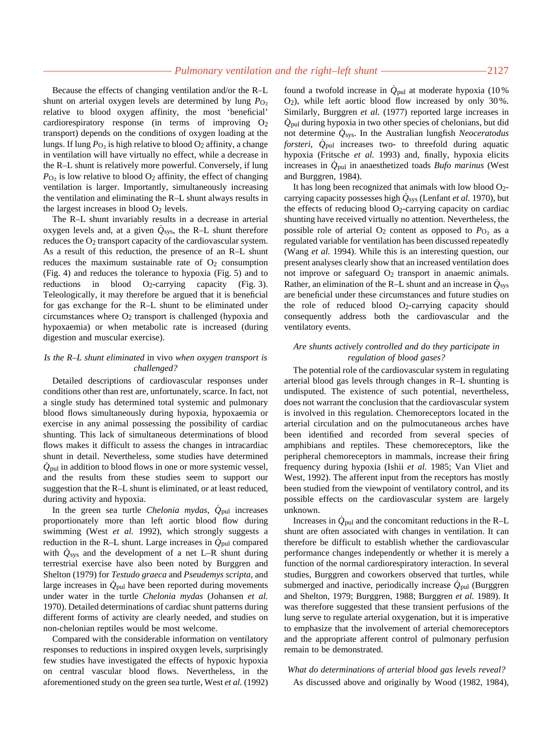Because the effects of changing ventilation and/or the R–L shunt on arterial oxygen levels are determined by lung $P_{O_2}$ relative to blood oxygen affinity, the most 'beneficial' cardiorespiratory response (in terms of improving $O_2$ transport) depends on the conditions of oxygen loading at the lungs. If lung $P_{O_2}$ is high relative to blood $O_2$ affinity, a change in ventilation will have virtually no effect, while a decrease in the R–L shunt is relatively more powerful. Conversely, if lung $P_{O_2}$ is low relative to blood $O_2$ affinity, the effect of changing ventilation is larger. Importantly, simultaneously increasing the ventilation and eliminating the R–L shunt always results in the largest increases in blood $O_2$ levels.

The R–L shunt invariably results in a decrease in arterial oxygen levels and, at a given $\dot{Q}_{sys}$, the R–L shunt therefore reduces the $O_2$ transport capacity of the cardiovascular system. As a result of this reduction, the presence of an R–L shunt reduces the maximum sustainable rate of $O_2$ consumption (Fig. 4) and reduces the tolerance to hypoxia (Fig. 5) and to reductions in blood $O_2$-carrying capacity (Fig. 3). Teleologically, it may therefore be argued that it is beneficial for gas exchange for the R–L shunt to be eliminated under circumstances where $O_2$ transport is challenged (hypoxia and hypoxaemia) or when metabolic rate is increased (during digestion and muscular exercise).

### *Is the R–L shunt eliminated* in vivo *when oxygen transport is challenged?*

Detailed descriptions of cardiovascular responses under conditions other than rest are, unfortunately, scarce. In fact, not a single study has determined total systemic and pulmonary blood flows simultaneously during hypoxia, hypoxaemia or exercise in any animal possessing the possibility of cardiac shunting. This lack of simultaneous determinations of blood flows makes it difficult to assess the changes in intracardiac shunt in detail. Nevertheless, some studies have determined $\dot{Q}_{pul}$ in addition to blood flows in one or more systemic vessel, and the results from these studies seem to support our suggestion that the R–L shunt is eliminated, or at least reduced, during activity and hypoxia.

In the green sea turtle *Chelonia mydas*, $\dot{Q}_{pul}$ increases proportionately more than left aortic blood flow during swimming (West *et al.* 1992), which strongly suggests a reduction in the R–L shunt. Large increases in $\dot{Q}_{pul}$ compared with $\dot{Q}_{sys}$ and the development of a net L–R shunt during terrestrial exercise have also been noted by Burggren and Shelton (1979) for *Testudo graeca* and *Pseudemys scripta*, and large increases in $\dot{Q}_{pul}$ have been reported during movements under water in the turtle *Chelonia mydas* (Johansen *et al.* 1970). Detailed determinations of cardiac shunt patterns during different forms of activity are clearly needed, and studies on non-chelonian reptiles would be most welcome.

Compared with the considerable information on ventilatory responses to reductions in inspired oxygen levels, surprisingly few studies have investigated the effects of hypoxic hypoxia on central vascular blood flows. Nevertheless, in the aforementioned study on the green sea turtle, West *et al.* (1992) found a twofold increase in $\dot{Q}_{pul}$ at moderate hypoxia (10 % $O_2$), while left aortic blood flow increased by only 30 %. Similarly, Burggren *et al.* (1977) reported large increases in $\dot{Q}_{pul}$ during hypoxia in two other species of chelonians, but did not determine $\dot{Q}_{sys}$. In the Australian lungfish *Neoceratodus forsteri*, $\dot{Q}_{pul}$ increases two- to threefold during aquatic hypoxia (Fritsche *et al.* 1993) and, finally, hypoxia elicits increases in $\dot{Q}_{pul}$ in anaesthetized toads *Bufo marinus* (West and Burggren, 1984).

It has long been recognized that animals with low blood $O_2$-carrying capacity possesses high $\dot{Q}_{sys}$ (Lenfant *et al.* 1970), but the effects of reducing blood $O_2$-carrying capacity on cardiac shunting have received virtually no attention. Nevertheless, the possible role of arterial $O_2$ content as opposed to $P_{O_2}$ as a regulated variable for ventilation has been discussed repeatedly (Wang *et al.* 1994). While this is an interesting question, our present analyses clearly show that an increased ventilation does not improve or safeguard $O_2$ transport in anaemic animals. Rather, an elimination of the R–L shunt and an increase in $\dot{Q}_{sys}$ are beneficial under these circumstances and future studies on the role of reduced blood $O_2$-carrying capacity should consequently address both the cardiovascular and the ventilatory events.

### *Are shunts actively controlled and do they participate in regulation of blood gases?*

The potential role of the cardiovascular system in regulating arterial blood gas levels through changes in R–L shunting is undisputed. The existence of such potential, nevertheless, does not warrant the conclusion that the cardiovascular system is involved in this regulation. Chemoreceptors located in the arterial circulation and on the pulmocutaneous arches have been identified and recorded from several species of amphibians and reptiles. These chemoreceptors, like the peripheral chemoreceptors in mammals, increase their firing frequency during hypoxia (Ishii *et al.* 1985; Van Vliet and West, 1992). The afferent input from the receptors has mostly been studied from the viewpoint of ventilatory control, and its possible effects on the cardiovascular system are largely unknown.

Increases in $\dot{Q}_{pul}$ and the concomitant reductions in the R–L shunt are often associated with changes in ventilation. It can therefore be difficult to establish whether the cardiovascular performance changes independently or whether it is merely a function of the normal cardiorespiratory interaction. In several studies, Burggren and coworkers observed that turtles, while submerged and inactive, periodically increase $\dot{Q}_{pul}$ (Burggren and Shelton, 1979; Burggren, 1988; Burggren *et al.* 1989). It was therefore suggested that these transient perfusions of the lung serve to regulate arterial oxygenation, but it is imperative to emphasize that the involvement of arterial chemoreceptors and the appropriate afferent control of pulmonary perfusion remain to be demonstrated.

### *What do determinations of arterial blood gas levels reveal?*

As discussed above and originally by Wood (1982, 1984),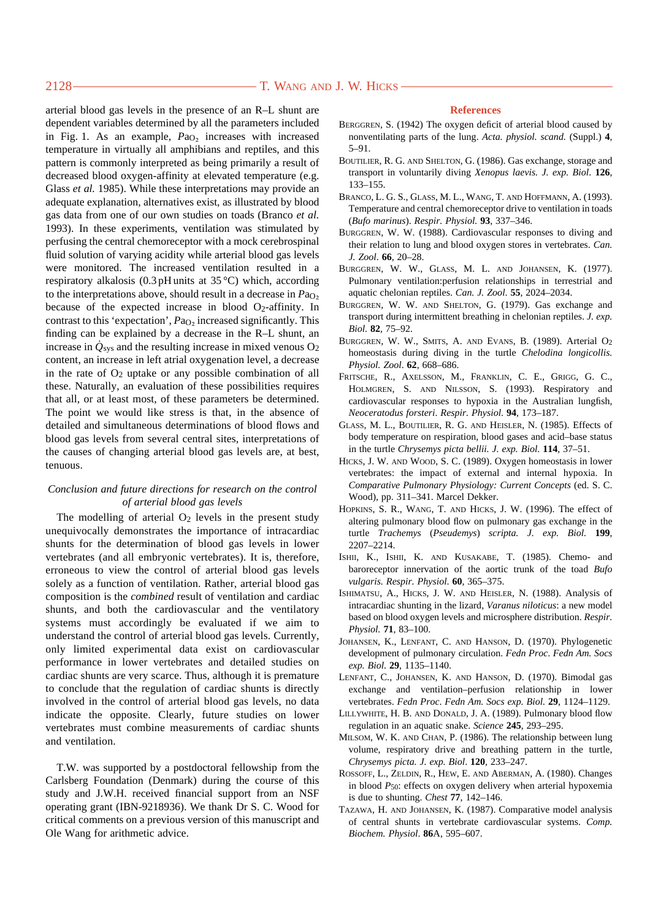arterial blood gas levels in the presence of an R–L shunt are dependent variables determined by all the parameters included in Fig. 1. As an example, $Pa_{O_2}$ increases with increased temperature in virtually all amphibians and reptiles, and this pattern is commonly interpreted as being primarily a result of decreased blood oxygen-affinity at elevated temperature (e.g. Glass *et al.* 1985). While these interpretations may provide an adequate explanation, alternatives exist, as illustrated by blood gas data from one of our own studies on toads (Branco *et al.* 1993). In these experiments, ventilation was stimulated by perfusing the central chemoreceptor with a mock cerebrospinal fluid solution of varying acidity while arterial blood gas levels were monitored. The increased ventilation resulted in a respiratory alkalosis (0.3 pH units at 35 °C) which, according to the interpretations above, should result in a decrease in $Pa_{O_2}$ because of the expected increase in blood $O_2$-affinity. In contrast to this 'expectation', $Pa_{O_2}$ increased significantly. This finding can be explained by a decrease in the R–L shunt, an increase in $\dot{Q}_{sys}$ and the resulting increase in mixed venous $O_2$ content, an increase in left atrial oxygenation level, a decrease in the rate of $O_2$ uptake or any possible combination of all these. Naturally, an evaluation of these possibilities requires that all, or at least most, of these parameters be determined. The point we would like stress is that, in the absence of detailed and simultaneous determinations of blood flows and blood gas levels from several central sites, interpretations of the causes of changing arterial blood gas levels are, at best, tenuous.

### *Conclusion and future directions for research on the control of arterial blood gas levels*

The modelling of arterial $O_2$ levels in the present study unequivocally demonstrates the importance of intracardiac shunts for the determination of blood gas levels in lower vertebrates (and all embryonic vertebrates). It is, therefore, erroneous to view the control of arterial blood gas levels solely as a function of ventilation. Rather, arterial blood gas composition is the *combined* result of ventilation and cardiac shunts, and both the cardiovascular and the ventilatory systems must accordingly be evaluated if we aim to understand the control of arterial blood gas levels. Currently, only limited experimental data exist on cardiovascular performance in lower vertebrates and detailed studies on cardiac shunts are very scarce. Thus, although it is premature to conclude that the regulation of cardiac shunts is directly involved in the control of arterial blood gas levels, no data indicate the opposite. Clearly, future studies on lower vertebrates must combine measurements of cardiac shunts and ventilation.

T.W. was supported by a postdoctoral fellowship from the Carlsberg Foundation (Denmark) during the course of this study and J.W.H. received financial support from an NSF operating grant (IBN-9218936). We thank Dr S. C. Wood for critical comments on a previous version of this manuscript and Ole Wang for arithmetic advice.

## References

BERGGREN, S. (1942) The oxygen deficit of arterial blood caused by nonventilating parts of the lung. *Acta. physiol. scand.* (Suppl.) **4**, 5–91.

BOUTILIER, R. G. AND SHELTON, G. (1986). Gas exchange, storage and transport in voluntarily diving *Xenopus laevis. J. exp. Biol.* **126**, 133–155.

BRANCO, L. G. S., GLASS, M. L., WANG, T. AND HOFFMANN, A. (1993). Temperature and central chemoreceptor drive to ventilation in toads (*Bufo marinus*). *Respir. Physiol.* **93**, 337–346.

BURGGREN, W. W. (1988). Cardiovascular responses to diving and their relation to lung and blood oxygen stores in vertebrates. *Can. J. Zool.* **66**, 20–28.

BURGGREN, W. W., GLASS, M. L. AND JOHANSEN, K. (1977). Pulmonary ventilation:perfusion relationships in terrestrial and aquatic chelonian reptiles. *Can. J. Zool.* **55**, 2024–2034.

BURGGREN, W. W. AND SHELTON, G. (1979). Gas exchange and transport during intermittent breathing in chelonian reptiles. *J. exp. Biol.* **82**, 75–92.

BURGGREN, W. W., SMITS, A. AND EVANS, B. (1989). Arterial $O_2$ homeostasis during diving in the turtle *Chelodina longicollis. Physiol. Zool.* **62**, 668–686.

FRITSCHE, R., AXELSSON, M., FRANKLIN, C. E., GRIGG, G. C., HOLMGREN, S. AND NILSSON, S. (1993). Respiratory and cardiovascular responses to hypoxia in the Australian lungfish, *Neoceratodus forsteri*. *Respir. Physiol.* **94**, 173–187.

GLASS, M. L., BOUTILIER, R. G. AND HEISLER, N. (1985). Effects of body temperature on respiration, blood gases and acid–base status in the turtle *Chrysemys picta bellii. J. exp. Biol.* **114**, 37–51.

HICKS, J. W. AND WOOD, S. C. (1989). Oxygen homeostasis in lower vertebrates: the impact of external and internal hypoxia. In *Comparative Pulmonary Physiology: Current Concepts* (ed. S. C. Wood), pp. 311–341. Marcel Dekker.

HOPKINS, S. R., WANG, T. AND HICKS, J. W. (1996). The effect of altering pulmonary blood flow on pulmonary gas exchange in the turtle *Trachemys* (*Pseudemys*) *scripta. J. exp. Biol.* **199**, 2207–2214.

ISHII, K., ISHII, K. AND KUSAKABE, T. (1985). Chemo- and baroreceptor innervation of the aortic trunk of the toad *Bufo vulgaris. Respir. Physiol.* **60**, 365–375.

ISHIMATSU, A., HICKS, J. W. AND HEISLER, N. (1988). Analysis of intracardiac shunting in the lizard, *Varanus niloticus*: a new model based on blood oxygen levels and microsphere distribution. *Respir. Physiol.* **71**, 83–100.

JOHANSEN, K., LENFANT, C. AND HANSON, D. (1970). Phylogenetic development of pulmonary circulation. *Fedn Proc. Fedn Am. Socs exp. Biol.* **29**, 1135–1140.

LENFANT, C., JOHANSEN, K. AND HANSON, D. (1970). Bimodal gas exchange and ventilation–perfusion relationship in lower vertebrates. *Fedn Proc. Fedn Am. Socs exp. Biol.* **29**, 1124–1129.

LILLYWHITE, H. B. AND DONALD, J. A. (1989). Pulmonary blood flow regulation in an aquatic snake. *Science* **245**, 293–295.

MILSOM, W. K. AND CHAN, P. (1986). The relationship between lung volume, respiratory drive and breathing pattern in the turtle, *Chrysemys picta. J. exp. Biol.* **120**, 233–247.

ROSSOFF, L., ZELDIN, R., HEW, E. AND ABERMAN, A. (1980). Changes in blood $P_{50}$: effects on oxygen delivery when arterial hypoxemia is due to shunting. *Chest* **77**, 142–146.

TAZAWA, H. AND JOHANSEN, K. (1987). Comparative model analysis of central shunts in vertebrate cardiovascular systems. *Comp. Biochem. Physiol.* **86**A, 595–607.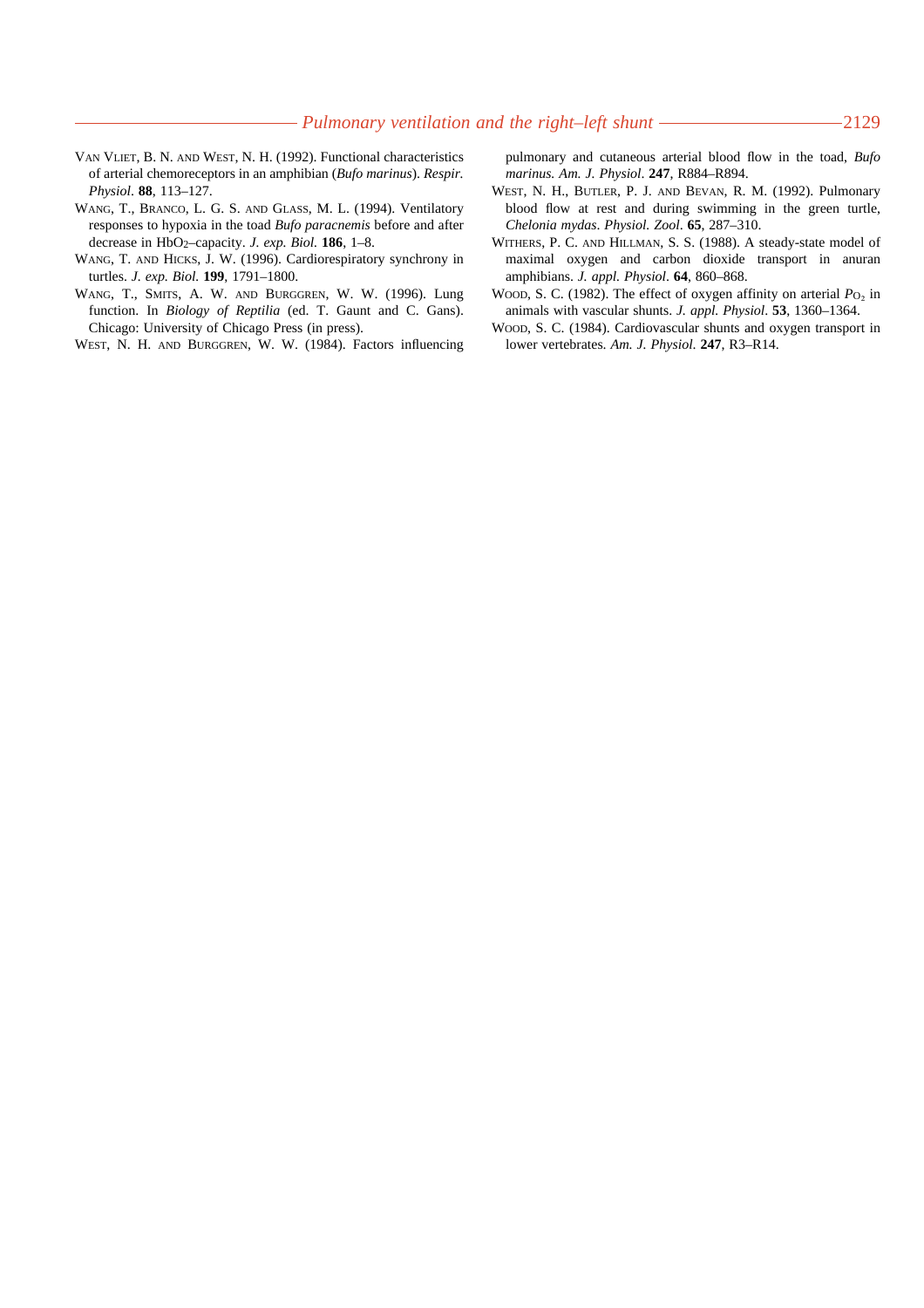VAN VLIET, B. N. AND WEST, N. H. (1992). Functional characteristics of arterial chemoreceptors in an amphibian (*Bufo marinus*). *Respir. Physiol*. **88**, 113–127.

WANG, T., BRANCO, L. G. S. AND GLASS, M. L. (1994). Ventilatory responses to hypoxia in the toad *Bufo paracnemis* before and after decrease in $HbO_2$–capacity. *J. exp. Biol.* **186**, 1–8.

WANG, T. AND HICKS, J. W. (1996). Cardiorespiratory synchrony in turtles. *J. exp. Biol.* **199**, 1791–1800.

WANG, T., SMITS, A. W. AND BURGGREN, W. W. (1996). Lung function. In *Biology of Reptilia* (ed. T. Gaunt and C. Gans). Chicago: University of Chicago Press (in press).

WEST, N. H. AND BURGGREN, W. W. (1984). Factors influencing pulmonary and cutaneous arterial blood flow in the toad, *Bufo marinus. Am. J. Physiol*. **247**, R884–R894.

WEST, N. H., BUTLER, P. J. AND BEVAN, R. M. (1992). Pulmonary blood flow at rest and during swimming in the green turtle, *Chelonia mydas*. *Physiol. Zool*. **65**, 287–310.

WITHERS, P. C. AND HILLMAN, S. S. (1988). A steady-state model of maximal oxygen and carbon dioxide transport in anuran amphibians. *J. appl. Physiol*. **64**, 860–868.

WOOD, S. C. (1982). The effect of oxygen affinity on arterial $P_{O_2}$ in animals with vascular shunts. *J. appl. Physiol*. **53**, 1360–1364.

WOOD, S. C. (1984). Cardiovascular shunts and oxygen transport in lower vertebrates. *Am. J. Physiol*. **247**, R3–R14.